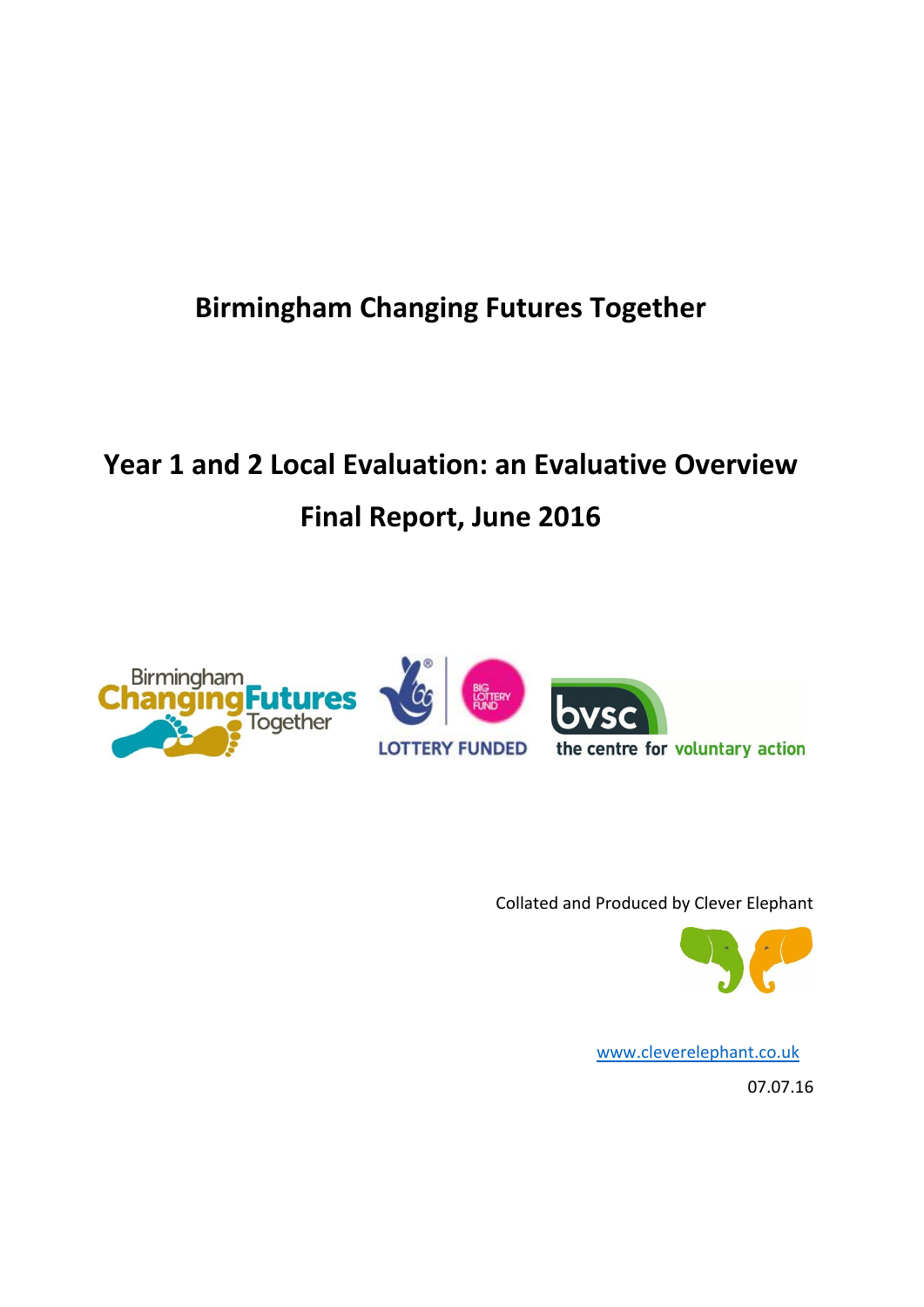# Birmingham Changing Futures Together

## Year 1 and 2 Local Evaluation: an Evaluative Overview

## Final Report, June 2016

Collated and Produced by Clever Elephant

www.cleverelephant.co.uk

07.07.16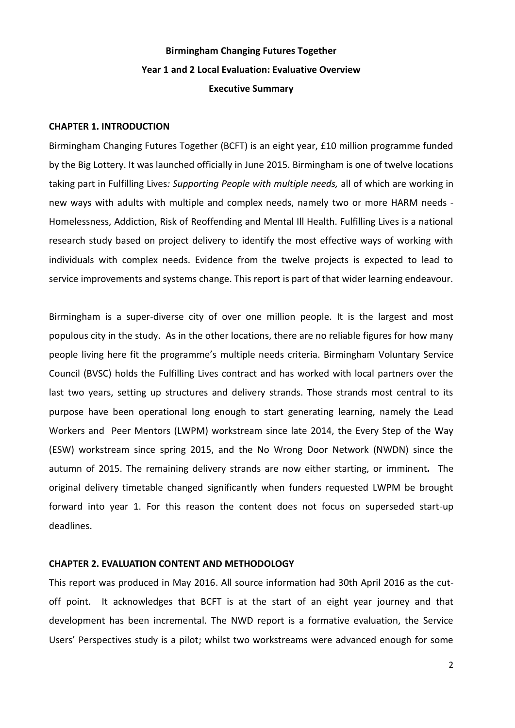**Birmingham Changing Futures Together**

**Year 1 and 2 Local Evaluation: Evaluative Overview**

**Executive Summary**

## CHAPTER 1. INTRODUCTION

Birmingham Changing Futures Together (BCFT) is an eight year, £10 million programme funded by the Big Lottery. It was launched officially in June 2015. Birmingham is one of twelve locations taking part in Fulfilling Lives*: Supporting People with multiple needs,* all of which are working in new ways with adults with multiple and complex needs, namely two or more HARM needs - Homelessness, Addiction, Risk of Reoffending and Mental Ill Health. Fulfilling Lives is a national research study based on project delivery to identify the most effective ways of working with individuals with complex needs. Evidence from the twelve projects is expected to lead to service improvements and systems change. This report is part of that wider learning endeavour.

Birmingham is a super-diverse city of over one million people. It is the largest and most populous city in the study. As in the other locations, there are no reliable figures for how many people living here fit the programme's multiple needs criteria. Birmingham Voluntary Service Council (BVSC) holds the Fulfilling Lives contract and has worked with local partners over the last two years, setting up structures and delivery strands. Those strands most central to its purpose have been operational long enough to start generating learning, namely the Lead Workers and Peer Mentors (LWPM) workstream since late 2014, the Every Step of the Way (ESW) workstream since spring 2015, and the No Wrong Door Network (NWDN) since the autumn of 2015. The remaining delivery strands are now either starting, or imminent. The original delivery timetable changed significantly when funders requested LWPM be brought forward into year 1. For this reason the content does not focus on superseded start-up deadlines.

## CHAPTER 2. EVALUATION CONTENT AND METHODOLOGY

This report was produced in May 2016. All source information had 30th April 2016 as the cut-off point. It acknowledges that BCFT is at the start of an eight year journey and that development has been incremental. The NWD report is a formative evaluation, the Service Users' Perspectives study is a pilot; whilst two workstreams were advanced enough for some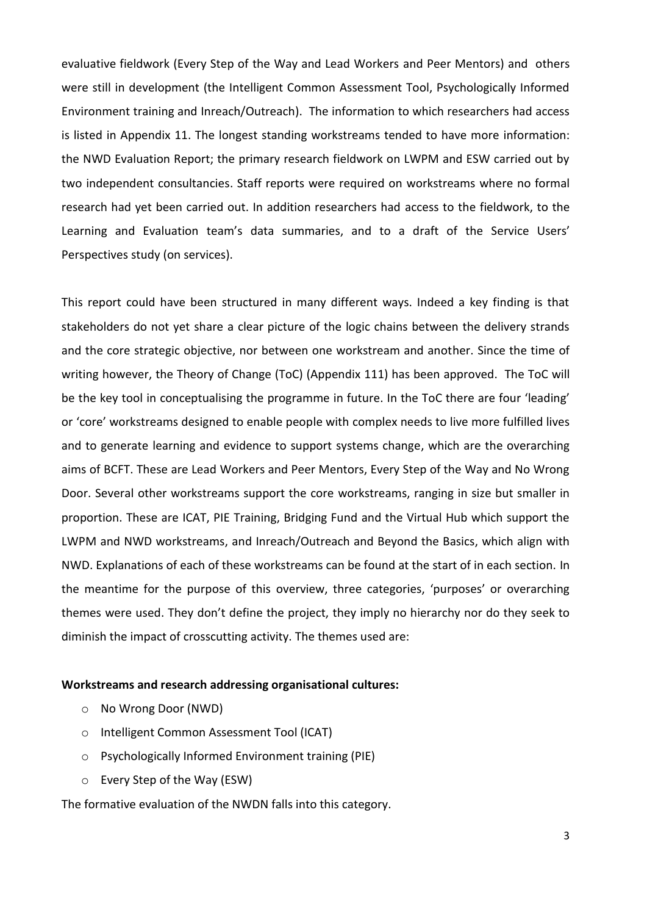evaluative fieldwork (Every Step of the Way and Lead Workers and Peer Mentors) and others were still in development (the Intelligent Common Assessment Tool, Psychologically Informed Environment training and Inreach/Outreach). The information to which researchers had access is listed in Appendix 11. The longest standing workstreams tended to have more information: the NWD Evaluation Report; the primary research fieldwork on LWPM and ESW carried out by two independent consultancies. Staff reports were required on workstreams where no formal research had yet been carried out. In addition researchers had access to the fieldwork, to the Learning and Evaluation team's data summaries, and to a draft of the Service Users' Perspectives study (on services).

This report could have been structured in many different ways. Indeed a key finding is that stakeholders do not yet share a clear picture of the logic chains between the delivery strands and the core strategic objective, nor between one workstream and another. Since the time of writing however, the Theory of Change (ToC) (Appendix 111) has been approved. The ToC will be the key tool in conceptualising the programme in future. In the ToC there are four 'leading' or 'core' workstreams designed to enable people with complex needs to live more fulfilled lives and to generate learning and evidence to support systems change, which are the overarching aims of BCFT. These are Lead Workers and Peer Mentors, Every Step of the Way and No Wrong Door. Several other workstreams support the core workstreams, ranging in size but smaller in proportion. These are ICAT, PIE Training, Bridging Fund and the Virtual Hub which support the LWPM and NWD workstreams, and Inreach/Outreach and Beyond the Basics, which align with NWD. Explanations of each of these workstreams can be found at the start of in each section. In the meantime for the purpose of this overview, three categories, 'purposes' or overarching themes were used. They don't define the project, they imply no hierarchy nor do they seek to diminish the impact of crosscutting activity. The themes used are:

**Workstreams and research addressing organisational cultures:**

- No Wrong Door (NWD)
- Intelligent Common Assessment Tool (ICAT)
- Psychologically Informed Environment training (PIE)
- Every Step of the Way (ESW)

The formative evaluation of the NWDN falls into this category.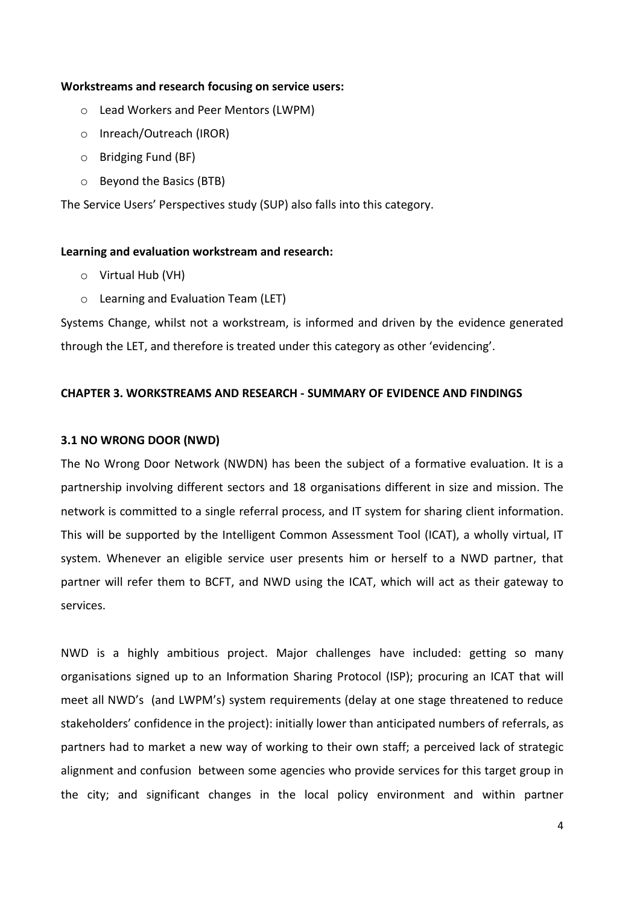**Workstreams and research focusing on service users:**

- Lead Workers and Peer Mentors (LWPM)
- Inreach/Outreach (IROR)
- Bridging Fund (BF)
- Beyond the Basics (BTB)

The Service Users' Perspectives study (SUP) also falls into this category.

**Learning and evaluation workstream and research:**

- Virtual Hub (VH)
- Learning and Evaluation Team (LET)

Systems Change, whilst not a workstream, is informed and driven by the evidence generated through the LET, and therefore is treated under this category as other 'evidencing'.

## CHAPTER 3. WORKSTREAMS AND RESEARCH - SUMMARY OF EVIDENCE AND FINDINGS

### 3.1 NO WRONG DOOR (NWD)

The No Wrong Door Network (NWDN) has been the subject of a formative evaluation. It is a partnership involving different sectors and 18 organisations different in size and mission. The network is committed to a single referral process, and IT system for sharing client information. This will be supported by the Intelligent Common Assessment Tool (ICAT), a wholly virtual, IT system. Whenever an eligible service user presents him or herself to a NWD partner, that partner will refer them to BCFT, and NWD using the ICAT, which will act as their gateway to services.

NWD is a highly ambitious project. Major challenges have included: getting so many organisations signed up to an Information Sharing Protocol (ISP); procuring an ICAT that will meet all NWD's (and LWPM's) system requirements (delay at one stage threatened to reduce stakeholders' confidence in the project): initially lower than anticipated numbers of referrals, as partners had to market a new way of working to their own staff; a perceived lack of strategic alignment and confusion between some agencies who provide services for this target group in the city; and significant changes in the local policy environment and within partner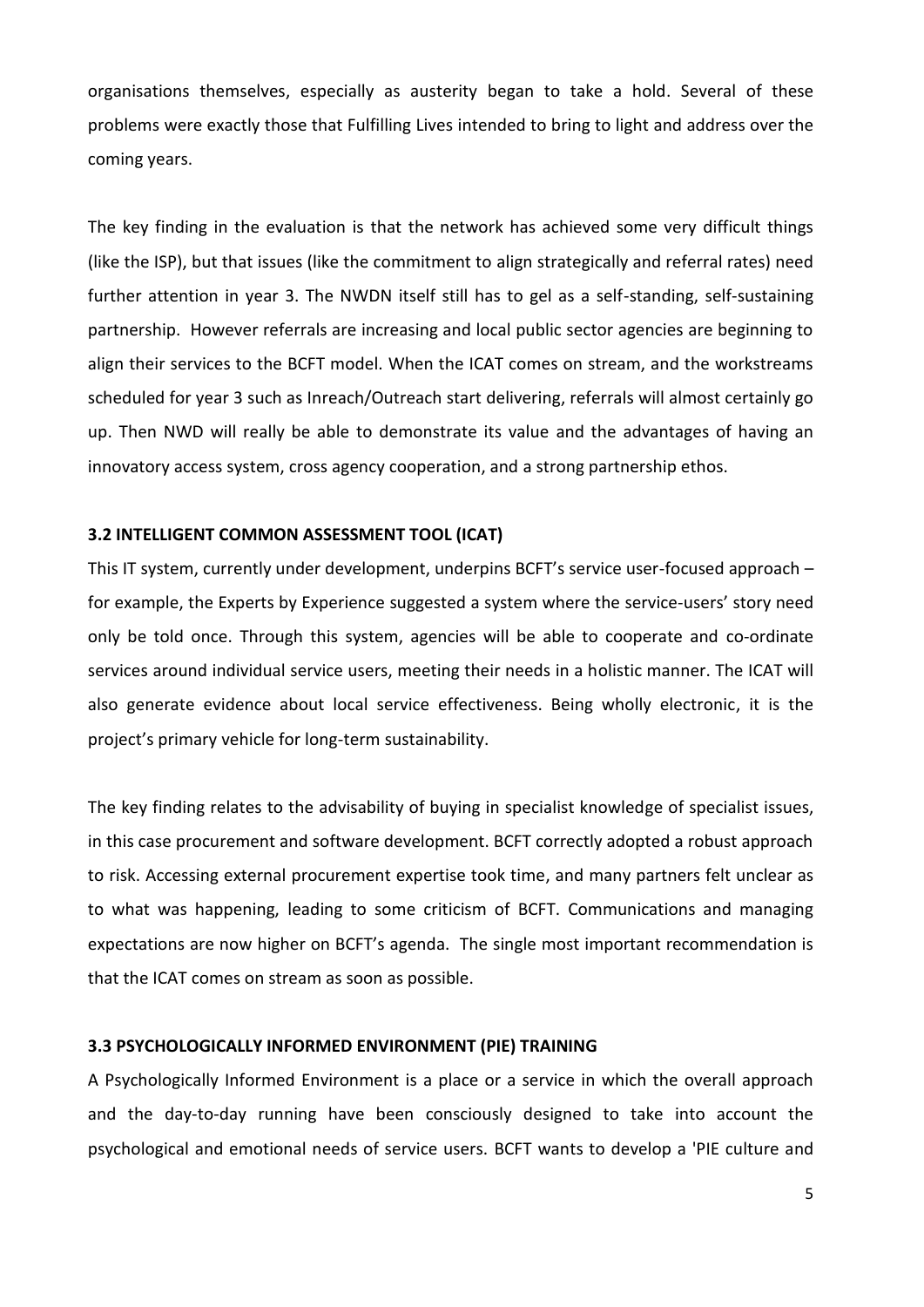organisations themselves, especially as austerity began to take a hold. Several of these problems were exactly those that Fulfilling Lives intended to bring to light and address over the coming years.

The key finding in the evaluation is that the network has achieved some very difficult things (like the ISP), but that issues (like the commitment to align strategically and referral rates) need further attention in year 3. The NWDN itself still has to gel as a self-standing, self-sustaining partnership. However referrals are increasing and local public sector agencies are beginning to align their services to the BCFT model. When the ICAT comes on stream, and the workstreams scheduled for year 3 such as Inreach/Outreach start delivering, referrals will almost certainly go up. Then NWD will really be able to demonstrate its value and the advantages of having an innovatory access system, cross agency cooperation, and a strong partnership ethos.

### 3.2 INTELLIGENT COMMON ASSESSMENT TOOL (ICAT)

This IT system, currently under development, underpins BCFT's service user-focused approach – for example, the Experts by Experience suggested a system where the service-users' story need only be told once. Through this system, agencies will be able to cooperate and co-ordinate services around individual service users, meeting their needs in a holistic manner. The ICAT will also generate evidence about local service effectiveness. Being wholly electronic, it is the project's primary vehicle for long-term sustainability.

The key finding relates to the advisability of buying in specialist knowledge of specialist issues, in this case procurement and software development. BCFT correctly adopted a robust approach to risk. Accessing external procurement expertise took time, and many partners felt unclear as to what was happening, leading to some criticism of BCFT. Communications and managing expectations are now higher on BCFT's agenda. The single most important recommendation is that the ICAT comes on stream as soon as possible.

### 3.3 PSYCHOLOGICALLY INFORMED ENVIRONMENT (PIE) TRAINING

A Psychologically Informed Environment is a place or a service in which the overall approach and the day-to-day running have been consciously designed to take into account the psychological and emotional needs of service users. BCFT wants to develop a 'PIE culture and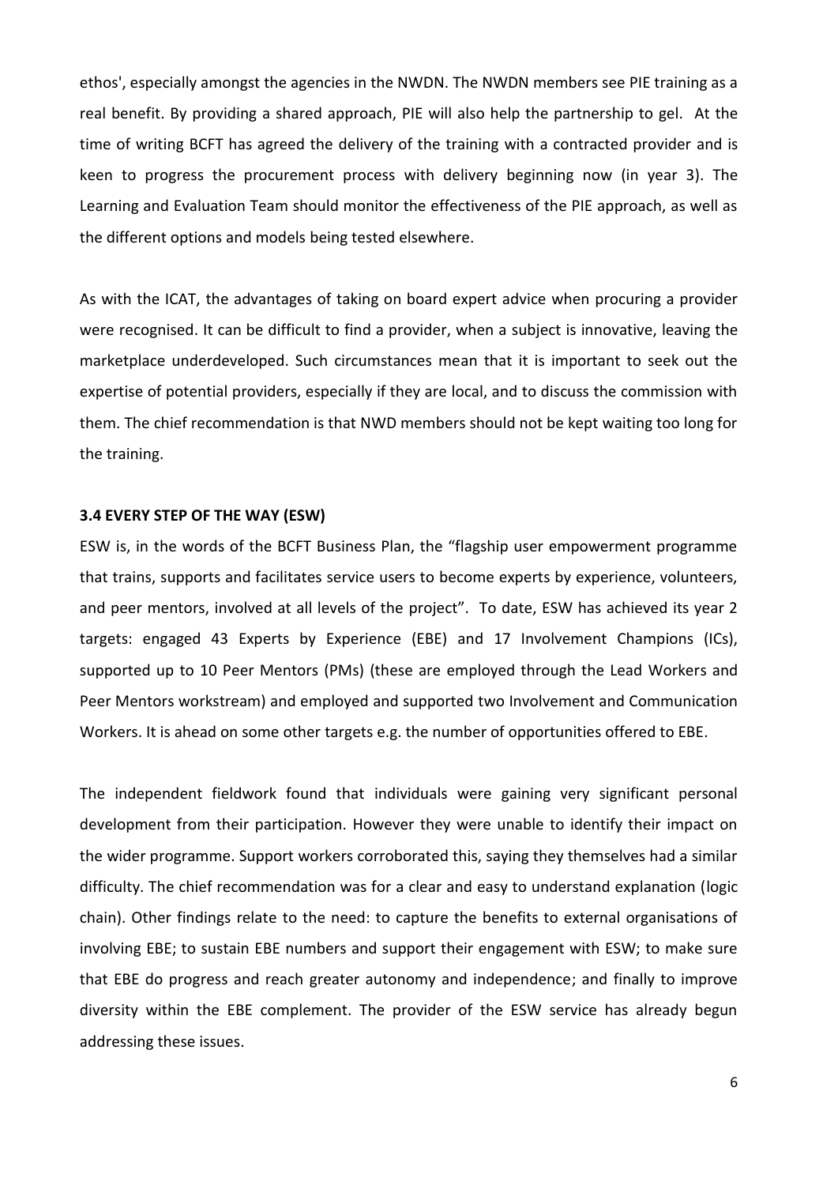ethos', especially amongst the agencies in the NWDN. The NWDN members see PIE training as a real benefit. By providing a shared approach, PIE will also help the partnership to gel. At the time of writing BCFT has agreed the delivery of the training with a contracted provider and is keen to progress the procurement process with delivery beginning now (in year 3). The Learning and Evaluation Team should monitor the effectiveness of the PIE approach, as well as the different options and models being tested elsewhere.

As with the ICAT, the advantages of taking on board expert advice when procuring a provider were recognised. It can be difficult to find a provider, when a subject is innovative, leaving the marketplace underdeveloped. Such circumstances mean that it is important to seek out the expertise of potential providers, especially if they are local, and to discuss the commission with them. The chief recommendation is that NWD members should not be kept waiting too long for the training.

### 3.4 EVERY STEP OF THE WAY (ESW)

ESW is, in the words of the BCFT Business Plan, the "flagship user empowerment programme that trains, supports and facilitates service users to become experts by experience, volunteers, and peer mentors, involved at all levels of the project". To date, ESW has achieved its year 2 targets: engaged 43 Experts by Experience (EBE) and 17 Involvement Champions (ICs), supported up to 10 Peer Mentors (PMs) (these are employed through the Lead Workers and Peer Mentors workstream) and employed and supported two Involvement and Communication Workers. It is ahead on some other targets e.g. the number of opportunities offered to EBE.

The independent fieldwork found that individuals were gaining very significant personal development from their participation. However they were unable to identify their impact on the wider programme. Support workers corroborated this, saying they themselves had a similar difficulty. The chief recommendation was for a clear and easy to understand explanation (logic chain). Other findings relate to the need: to capture the benefits to external organisations of involving EBE; to sustain EBE numbers and support their engagement with ESW; to make sure that EBE do progress and reach greater autonomy and independence; and finally to improve diversity within the EBE complement. The provider of the ESW service has already begun addressing these issues.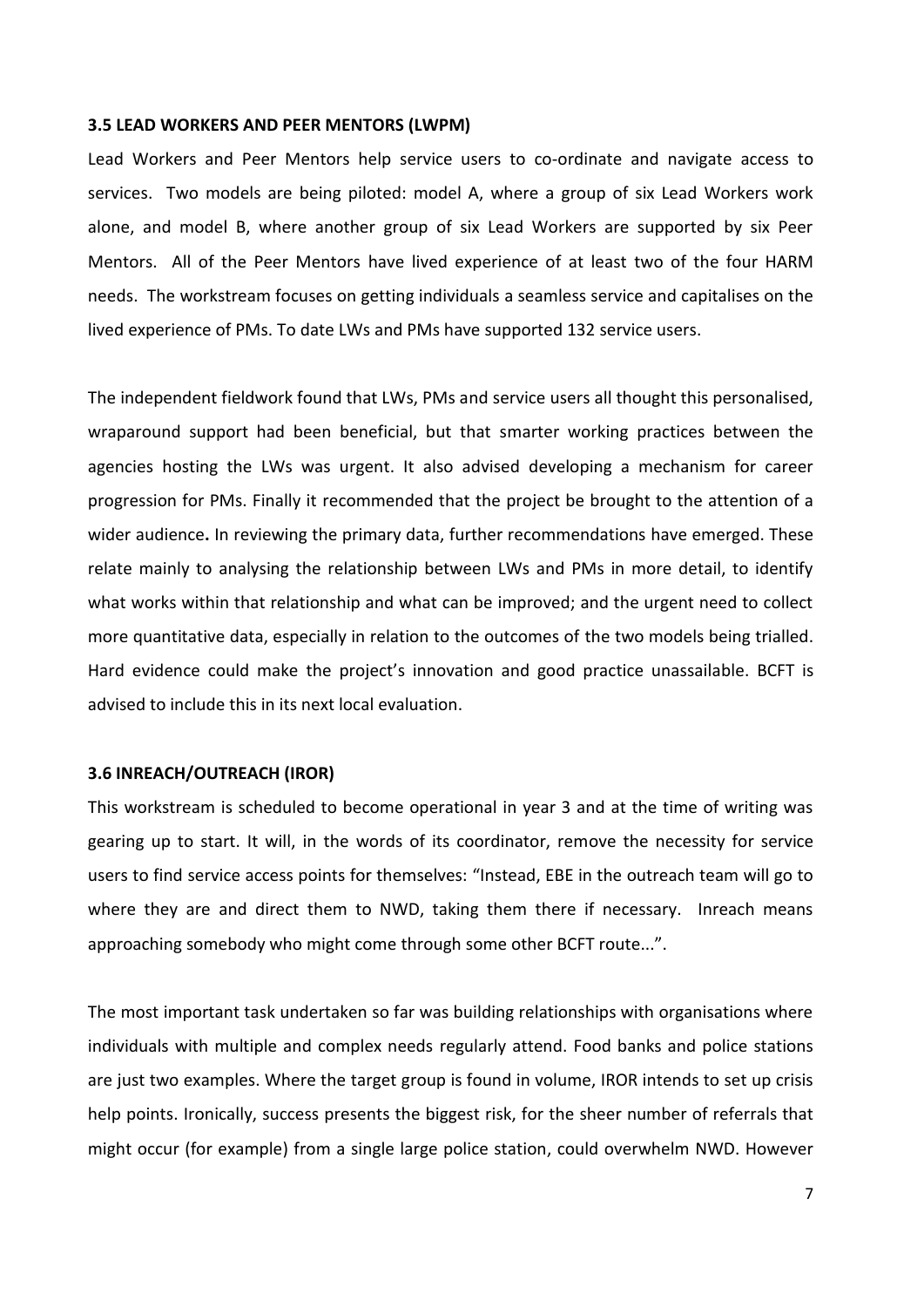### 3.5 LEAD WORKERS AND PEER MENTORS (LWPM)

Lead Workers and Peer Mentors help service users to co-ordinate and navigate access to services. Two models are being piloted: model A, where a group of six Lead Workers work alone, and model B, where another group of six Lead Workers are supported by six Peer Mentors. All of the Peer Mentors have lived experience of at least two of the four HARM needs. The workstream focuses on getting individuals a seamless service and capitalises on the lived experience of PMs. To date LWs and PMs have supported 132 service users.

The independent fieldwork found that LWs, PMs and service users all thought this personalised, wraparound support had been beneficial, but that smarter working practices between the agencies hosting the LWs was urgent. It also advised developing a mechanism for career progression for PMs. Finally it recommended that the project be brought to the attention of a wider audience**.** In reviewing the primary data, further recommendations have emerged. These relate mainly to analysing the relationship between LWs and PMs in more detail, to identify what works within that relationship and what can be improved; and the urgent need to collect more quantitative data, especially in relation to the outcomes of the two models being trialled. Hard evidence could make the project's innovation and good practice unassailable. BCFT is advised to include this in its next local evaluation.

### 3.6 INREACH/OUTREACH (IROR)

This workstream is scheduled to become operational in year 3 and at the time of writing was gearing up to start. It will, in the words of its coordinator, remove the necessity for service users to find service access points for themselves: "Instead, EBE in the outreach team will go to where they are and direct them to NWD, taking them there if necessary. Inreach means approaching somebody who might come through some other BCFT route...".

The most important task undertaken so far was building relationships with organisations where individuals with multiple and complex needs regularly attend. Food banks and police stations are just two examples. Where the target group is found in volume, IROR intends to set up crisis help points. Ironically, success presents the biggest risk, for the sheer number of referrals that might occur (for example) from a single large police station, could overwhelm NWD. However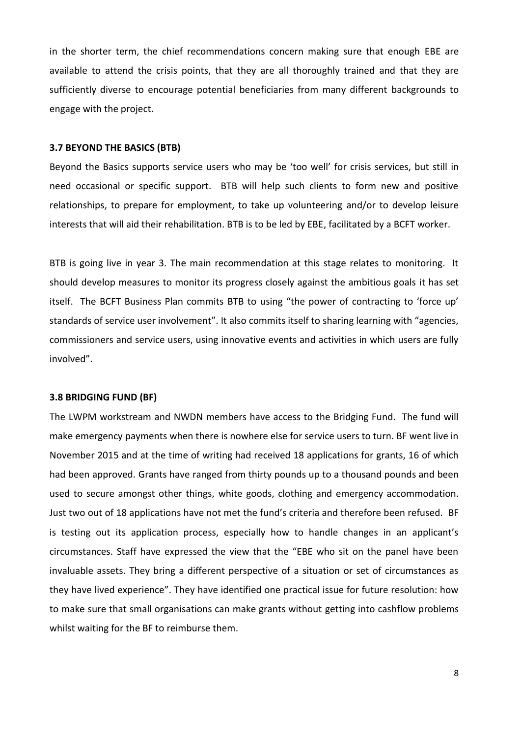in the shorter term, the chief recommendations concern making sure that enough EBE are available to attend the crisis points, that they are all thoroughly trained and that they are sufficiently diverse to encourage potential beneficiaries from many different backgrounds to engage with the project.

### 3.7 BEYOND THE BASICS (BTB)

Beyond the Basics supports service users who may be 'too well' for crisis services, but still in need occasional or specific support. BTB will help such clients to form new and positive relationships, to prepare for employment, to take up volunteering and/or to develop leisure interests that will aid their rehabilitation. BTB is to be led by EBE, facilitated by a BCFT worker.

BTB is going live in year 3. The main recommendation at this stage relates to monitoring. It should develop measures to monitor its progress closely against the ambitious goals it has set itself. The BCFT Business Plan commits BTB to using "the power of contracting to 'force up' standards of service user involvement". It also commits itself to sharing learning with "agencies, commissioners and service users, using innovative events and activities in which users are fully involved".

### 3.8 BRIDGING FUND (BF)

The LWPM workstream and NWDN members have access to the Bridging Fund. The fund will make emergency payments when there is nowhere else for service users to turn. BF went live in November 2015 and at the time of writing had received 18 applications for grants, 16 of which had been approved. Grants have ranged from thirty pounds up to a thousand pounds and been used to secure amongst other things, white goods, clothing and emergency accommodation. Just two out of 18 applications have not met the fund's criteria and therefore been refused. BF is testing out its application process, especially how to handle changes in an applicant's circumstances. Staff have expressed the view that the "EBE who sit on the panel have been invaluable assets. They bring a different perspective of a situation or set of circumstances as they have lived experience". They have identified one practical issue for future resolution: how to make sure that small organisations can make grants without getting into cashflow problems whilst waiting for the BF to reimburse them.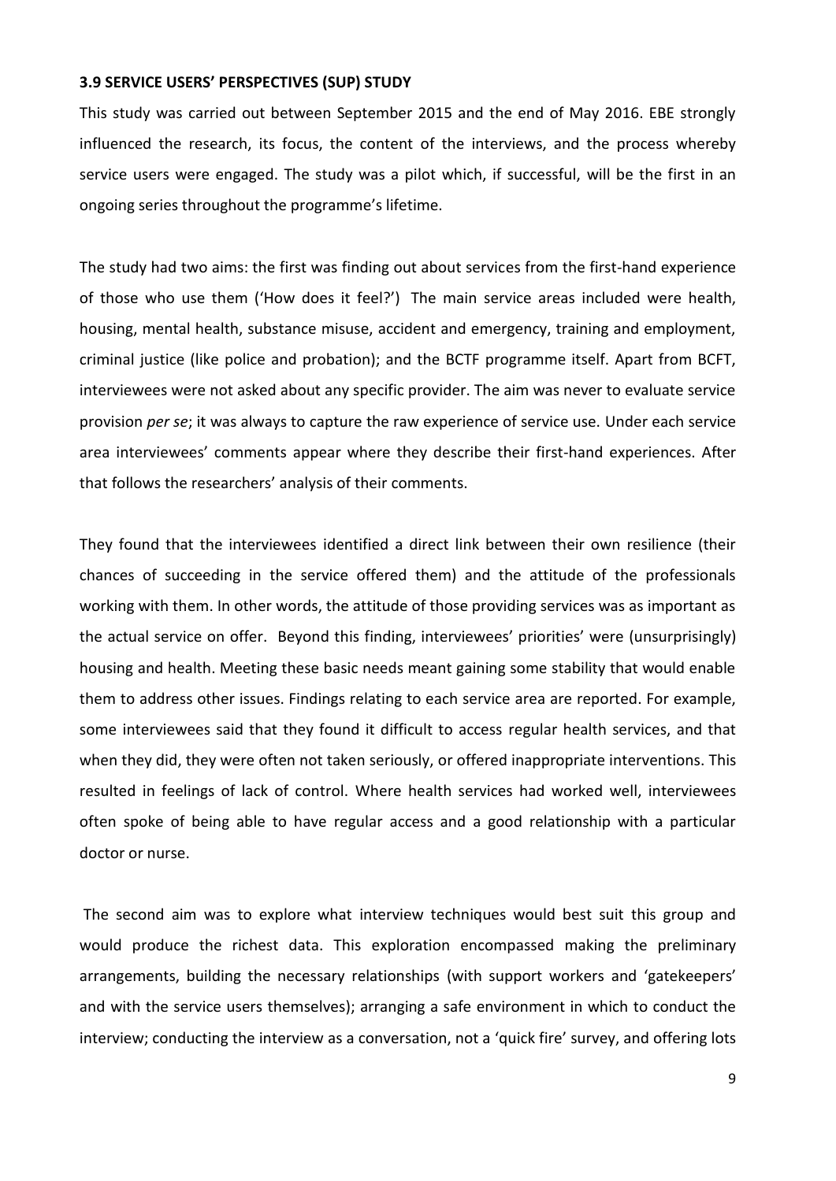**3.9 SERVICE USERS' PERSPECTIVES (SUP) STUDY**

This study was carried out between September 2015 and the end of May 2016. EBE strongly influenced the research, its focus, the content of the interviews, and the process whereby service users were engaged. The study was a pilot which, if successful, will be the first in an ongoing series throughout the programme's lifetime.

The study had two aims: the first was finding out about services from the first-hand experience of those who use them ('How does it feel?') The main service areas included were health, housing, mental health, substance misuse, accident and emergency, training and employment, criminal justice (like police and probation); and the BCTF programme itself. Apart from BCFT, interviewees were not asked about any specific provider. The aim was never to evaluate service provision *per se*; it was always to capture the raw experience of service use. Under each service area interviewees' comments appear where they describe their first-hand experiences. After that follows the researchers' analysis of their comments.

They found that the interviewees identified a direct link between their own resilience (their chances of succeeding in the service offered them) and the attitude of the professionals working with them. In other words, the attitude of those providing services was as important as the actual service on offer. Beyond this finding, interviewees' priorities' were (unsurprisingly) housing and health. Meeting these basic needs meant gaining some stability that would enable them to address other issues. Findings relating to each service area are reported. For example, some interviewees said that they found it difficult to access regular health services, and that when they did, they were often not taken seriously, or offered inappropriate interventions. This resulted in feelings of lack of control. Where health services had worked well, interviewees often spoke of being able to have regular access and a good relationship with a particular doctor or nurse.

The second aim was to explore what interview techniques would best suit this group and would produce the richest data. This exploration encompassed making the preliminary arrangements, building the necessary relationships (with support workers and 'gatekeepers' and with the service users themselves); arranging a safe environment in which to conduct the interview; conducting the interview as a conversation, not a 'quick fire' survey, and offering lots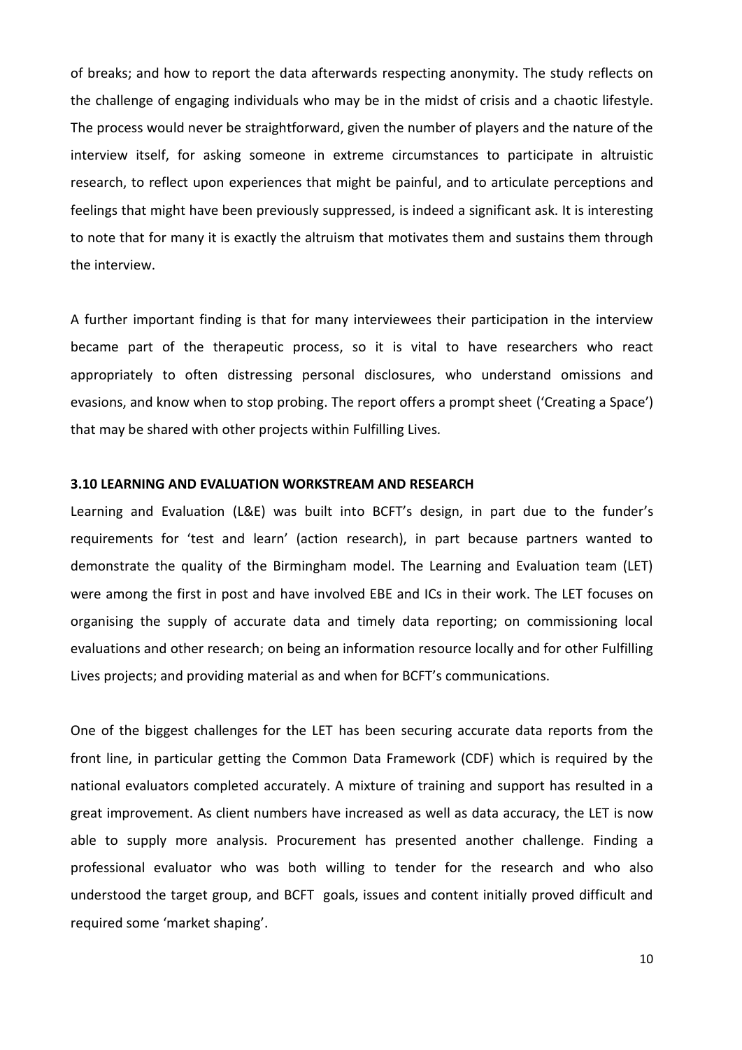of breaks; and how to report the data afterwards respecting anonymity. The study reflects on the challenge of engaging individuals who may be in the midst of crisis and a chaotic lifestyle. The process would never be straightforward, given the number of players and the nature of the interview itself, for asking someone in extreme circumstances to participate in altruistic research, to reflect upon experiences that might be painful, and to articulate perceptions and feelings that might have been previously suppressed, is indeed a significant ask. It is interesting to note that for many it is exactly the altruism that motivates them and sustains them through the interview.

A further important finding is that for many interviewees their participation in the interview became part of the therapeutic process, so it is vital to have researchers who react appropriately to often distressing personal disclosures, who understand omissions and evasions, and know when to stop probing. The report offers a prompt sheet ('Creating a Space') that may be shared with other projects within Fulfilling Lives.

### 3.10 LEARNING AND EVALUATION WORKSTREAM AND RESEARCH

Learning and Evaluation (L&E) was built into BCFT's design, in part due to the funder's requirements for 'test and learn' (action research), in part because partners wanted to demonstrate the quality of the Birmingham model. The Learning and Evaluation team (LET) were among the first in post and have involved EBE and ICs in their work. The LET focuses on organising the supply of accurate data and timely data reporting; on commissioning local evaluations and other research; on being an information resource locally and for other Fulfilling Lives projects; and providing material as and when for BCFT's communications.

One of the biggest challenges for the LET has been securing accurate data reports from the front line, in particular getting the Common Data Framework (CDF) which is required by the national evaluators completed accurately. A mixture of training and support has resulted in a great improvement. As client numbers have increased as well as data accuracy, the LET is now able to supply more analysis. Procurement has presented another challenge. Finding a professional evaluator who was both willing to tender for the research and who also understood the target group, and BCFT goals, issues and content initially proved difficult and required some 'market shaping'.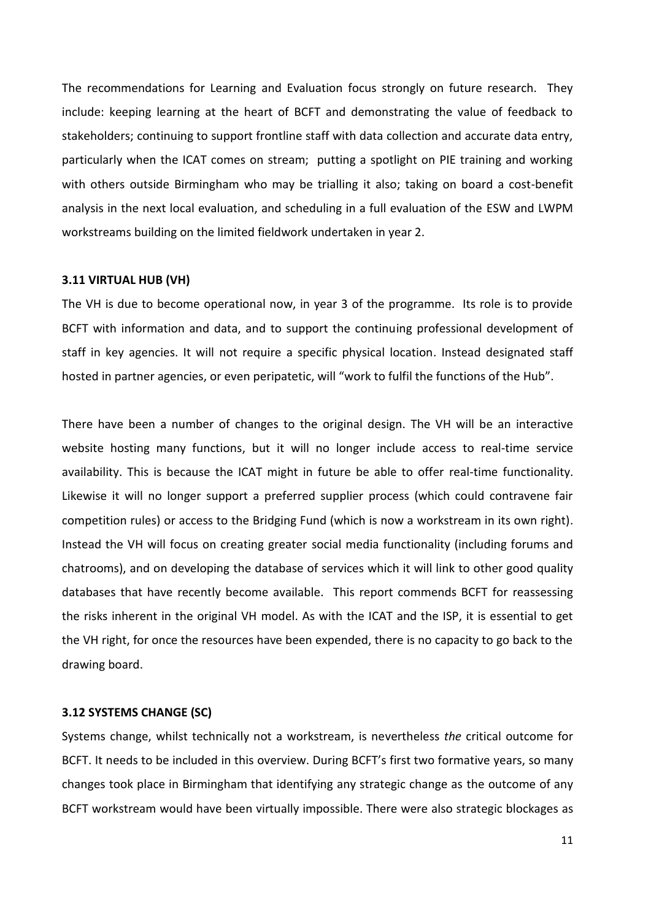The recommendations for Learning and Evaluation focus strongly on future research. They include: keeping learning at the heart of BCFT and demonstrating the value of feedback to stakeholders; continuing to support frontline staff with data collection and accurate data entry, particularly when the ICAT comes on stream; putting a spotlight on PIE training and working with others outside Birmingham who may be trialling it also; taking on board a cost-benefit analysis in the next local evaluation, and scheduling in a full evaluation of the ESW and LWPM workstreams building on the limited fieldwork undertaken in year 2.

### 3.11 VIRTUAL HUB (VH)

The VH is due to become operational now, in year 3 of the programme. Its role is to provide BCFT with information and data, and to support the continuing professional development of staff in key agencies. It will not require a specific physical location. Instead designated staff hosted in partner agencies, or even peripatetic, will "work to fulfil the functions of the Hub".

There have been a number of changes to the original design. The VH will be an interactive website hosting many functions, but it will no longer include access to real-time service availability. This is because the ICAT might in future be able to offer real-time functionality. Likewise it will no longer support a preferred supplier process (which could contravene fair competition rules) or access to the Bridging Fund (which is now a workstream in its own right). Instead the VH will focus on creating greater social media functionality (including forums and chatrooms), and on developing the database of services which it will link to other good quality databases that have recently become available. This report commends BCFT for reassessing the risks inherent in the original VH model. As with the ICAT and the ISP, it is essential to get the VH right, for once the resources have been expended, there is no capacity to go back to the drawing board.

### 3.12 SYSTEMS CHANGE (SC)

Systems change, whilst technically not a workstream, is nevertheless *the* critical outcome for BCFT. It needs to be included in this overview. During BCFT's first two formative years, so many changes took place in Birmingham that identifying any strategic change as the outcome of any BCFT workstream would have been virtually impossible. There were also strategic blockages as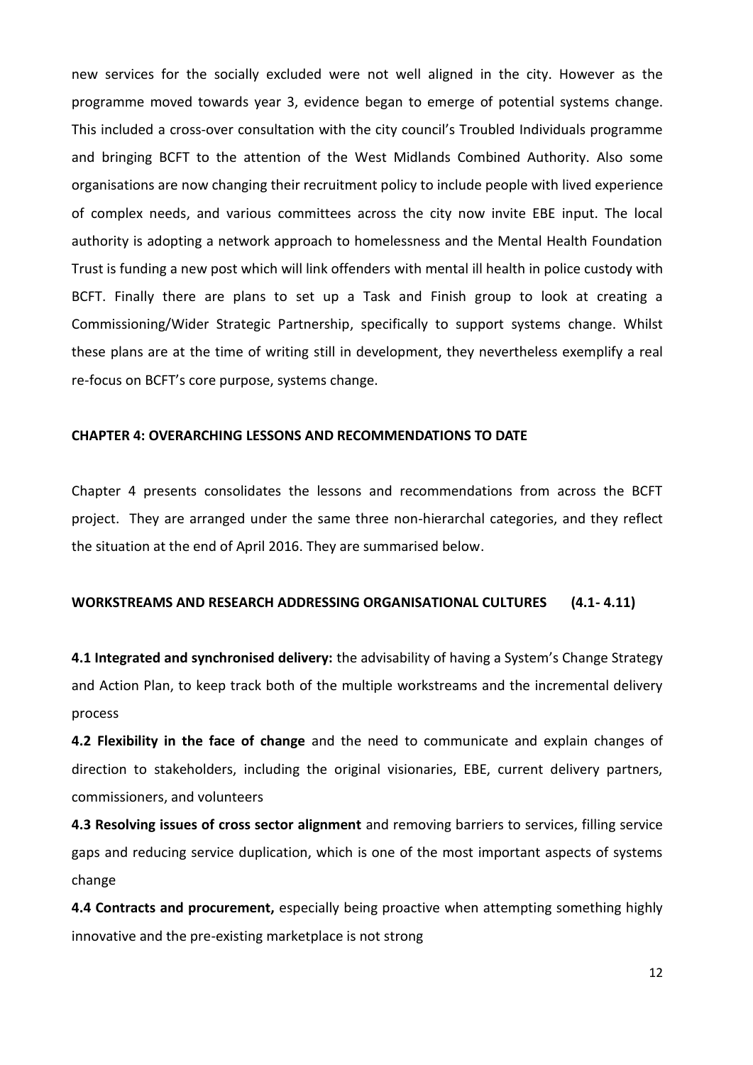new services for the socially excluded were not well aligned in the city. However as the programme moved towards year 3, evidence began to emerge of potential systems change. This included a cross-over consultation with the city council's Troubled Individuals programme and bringing BCFT to the attention of the West Midlands Combined Authority. Also some organisations are now changing their recruitment policy to include people with lived experience of complex needs, and various committees across the city now invite EBE input. The local authority is adopting a network approach to homelessness and the Mental Health Foundation Trust is funding a new post which will link offenders with mental ill health in police custody with BCFT. Finally there are plans to set up a Task and Finish group to look at creating a Commissioning/Wider Strategic Partnership, specifically to support systems change. Whilst these plans are at the time of writing still in development, they nevertheless exemplify a real re-focus on BCFT's core purpose, systems change.

## CHAPTER 4: OVERARCHING LESSONS AND RECOMMENDATIONS TO DATE

Chapter 4 presents consolidates the lessons and recommendations from across the BCFT project. They are arranged under the same three non-hierarchal categories, and they reflect the situation at the end of April 2016. They are summarised below.

### WORKSTREAMS AND RESEARCH ADDRESSING ORGANISATIONAL CULTURES (4.1- 4.11)

**4.1 Integrated and synchronised delivery:** the advisability of having a System's Change Strategy and Action Plan, to keep track both of the multiple workstreams and the incremental delivery process

**4.2 Flexibility in the face of change** and the need to communicate and explain changes of direction to stakeholders, including the original visionaries, EBE, current delivery partners, commissioners, and volunteers

**4.3 Resolving issues of cross sector alignment** and removing barriers to services, filling service gaps and reducing service duplication, which is one of the most important aspects of systems change

**4.4 Contracts and procurement,** especially being proactive when attempting something highly innovative and the pre-existing marketplace is not strong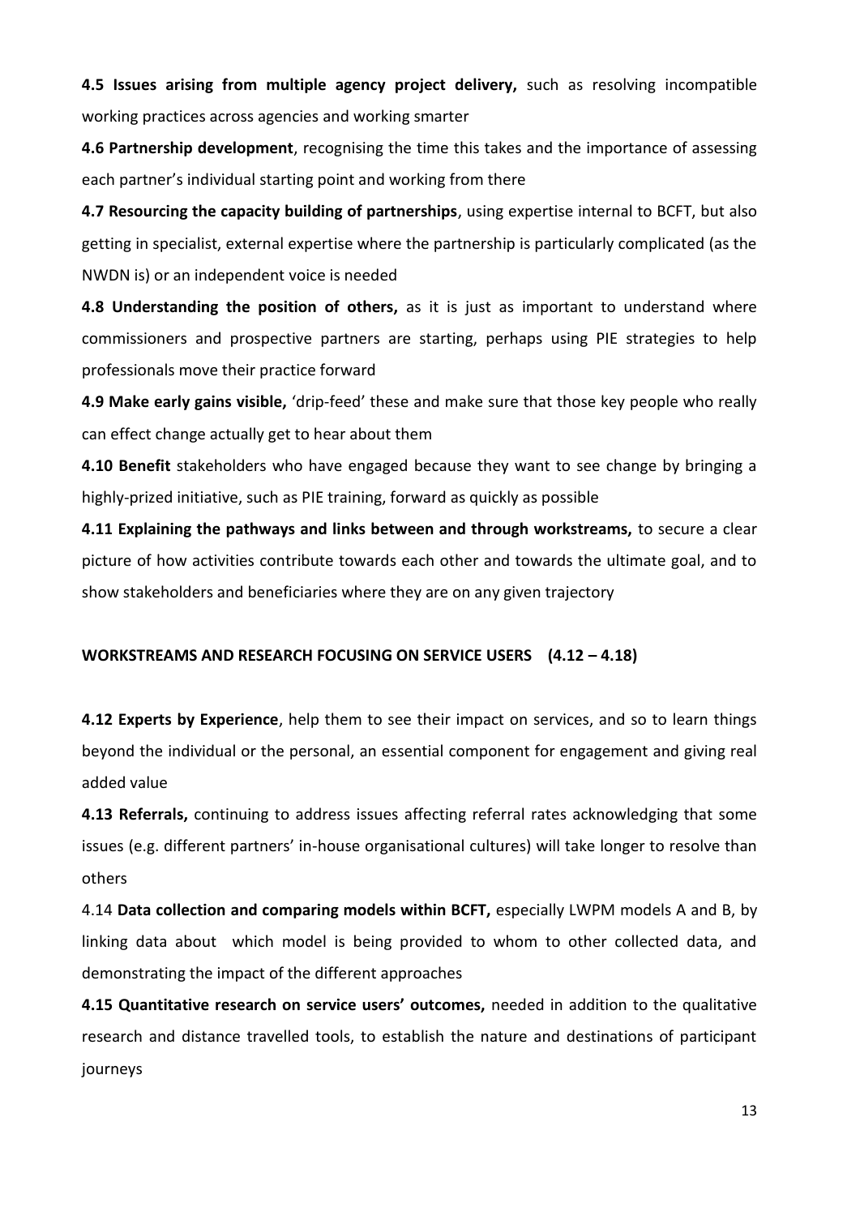**4.5 Issues arising from multiple agency project delivery,** such as resolving incompatible working practices across agencies and working smarter

**4.6 Partnership development**, recognising the time this takes and the importance of assessing each partner's individual starting point and working from there

**4.7 Resourcing the capacity building of partnerships**, using expertise internal to BCFT, but also getting in specialist, external expertise where the partnership is particularly complicated (as the NWDN is) or an independent voice is needed

**4.8 Understanding the position of others,** as it is just as important to understand where commissioners and prospective partners are starting, perhaps using PIE strategies to help professionals move their practice forward

**4.9 Make early gains visible,** 'drip-feed' these and make sure that those key people who really can effect change actually get to hear about them

**4.10 Benefit** stakeholders who have engaged because they want to see change by bringing a highly-prized initiative, such as PIE training, forward as quickly as possible

**4.11 Explaining the pathways and links between and through workstreams,** to secure a clear picture of how activities contribute towards each other and towards the ultimate goal, and to show stakeholders and beneficiaries where they are on any given trajectory

**WORKSTREAMS AND RESEARCH FOCUSING ON SERVICE USERS (4.12 – 4.18)**

**4.12 Experts by Experience**, help them to see their impact on services, and so to learn things beyond the individual or the personal, an essential component for engagement and giving real added value

**4.13 Referrals,** continuing to address issues affecting referral rates acknowledging that some issues (e.g. different partners' in-house organisational cultures) will take longer to resolve than others

4.14 **Data collection and comparing models within BCFT,** especially LWPM models A and B, by linking data about which model is being provided to whom to other collected data, and demonstrating the impact of the different approaches

**4.15 Quantitative research on service users' outcomes,** needed in addition to the qualitative research and distance travelled tools, to establish the nature and destinations of participant journeys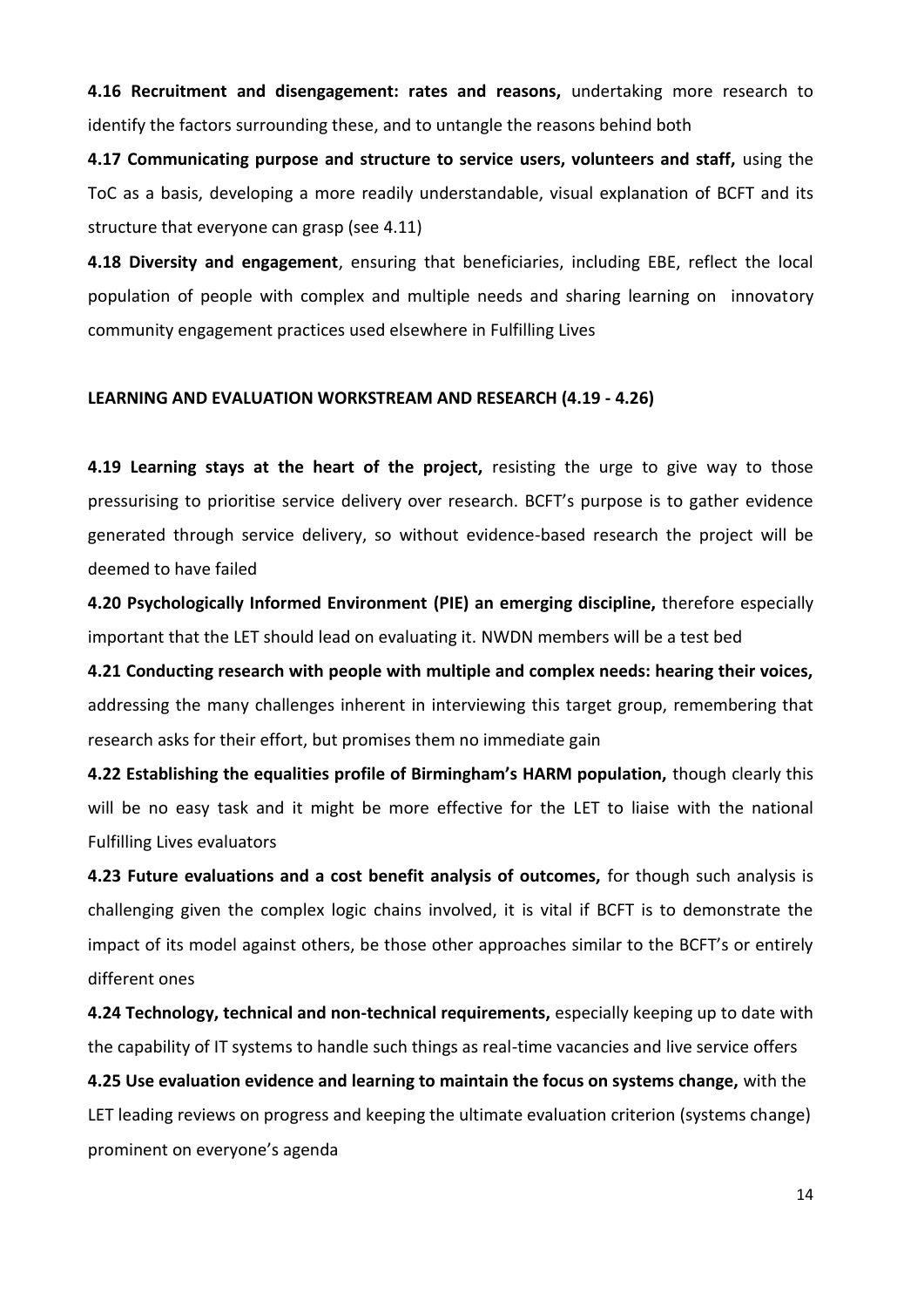**4.16 Recruitment and disengagement: rates and reasons,** undertaking more research to identify the factors surrounding these, and to untangle the reasons behind both

**4.17 Communicating purpose and structure to service users, volunteers and staff,** using the ToC as a basis, developing a more readily understandable, visual explanation of BCFT and its structure that everyone can grasp (see 4.11)

**4.18 Diversity and engagement**, ensuring that beneficiaries, including EBE, reflect the local population of people with complex and multiple needs and sharing learning on innovatory community engagement practices used elsewhere in Fulfilling Lives

**LEARNING AND EVALUATION WORKSTREAM AND RESEARCH (4.19 - 4.26)**

**4.19 Learning stays at the heart of the project,** resisting the urge to give way to those pressurising to prioritise service delivery over research. BCFT's purpose is to gather evidence generated through service delivery, so without evidence-based research the project will be deemed to have failed

**4.20 Psychologically Informed Environment (PIE) an emerging discipline,** therefore especially important that the LET should lead on evaluating it. NWDN members will be a test bed

**4.21 Conducting research with people with multiple and complex needs: hearing their voices,** addressing the many challenges inherent in interviewing this target group, remembering that research asks for their effort, but promises them no immediate gain

**4.22 Establishing the equalities profile of Birmingham's HARM population,** though clearly this will be no easy task and it might be more effective for the LET to liaise with the national Fulfilling Lives evaluators

**4.23 Future evaluations and a cost benefit analysis of outcomes,** for though such analysis is challenging given the complex logic chains involved, it is vital if BCFT is to demonstrate the impact of its model against others, be those other approaches similar to the BCFT's or entirely different ones

**4.24 Technology, technical and non-technical requirements,** especially keeping up to date with the capability of IT systems to handle such things as real-time vacancies and live service offers

**4.25 Use evaluation evidence and learning to maintain the focus on systems change,** with the LET leading reviews on progress and keeping the ultimate evaluation criterion (systems change) prominent on everyone's agenda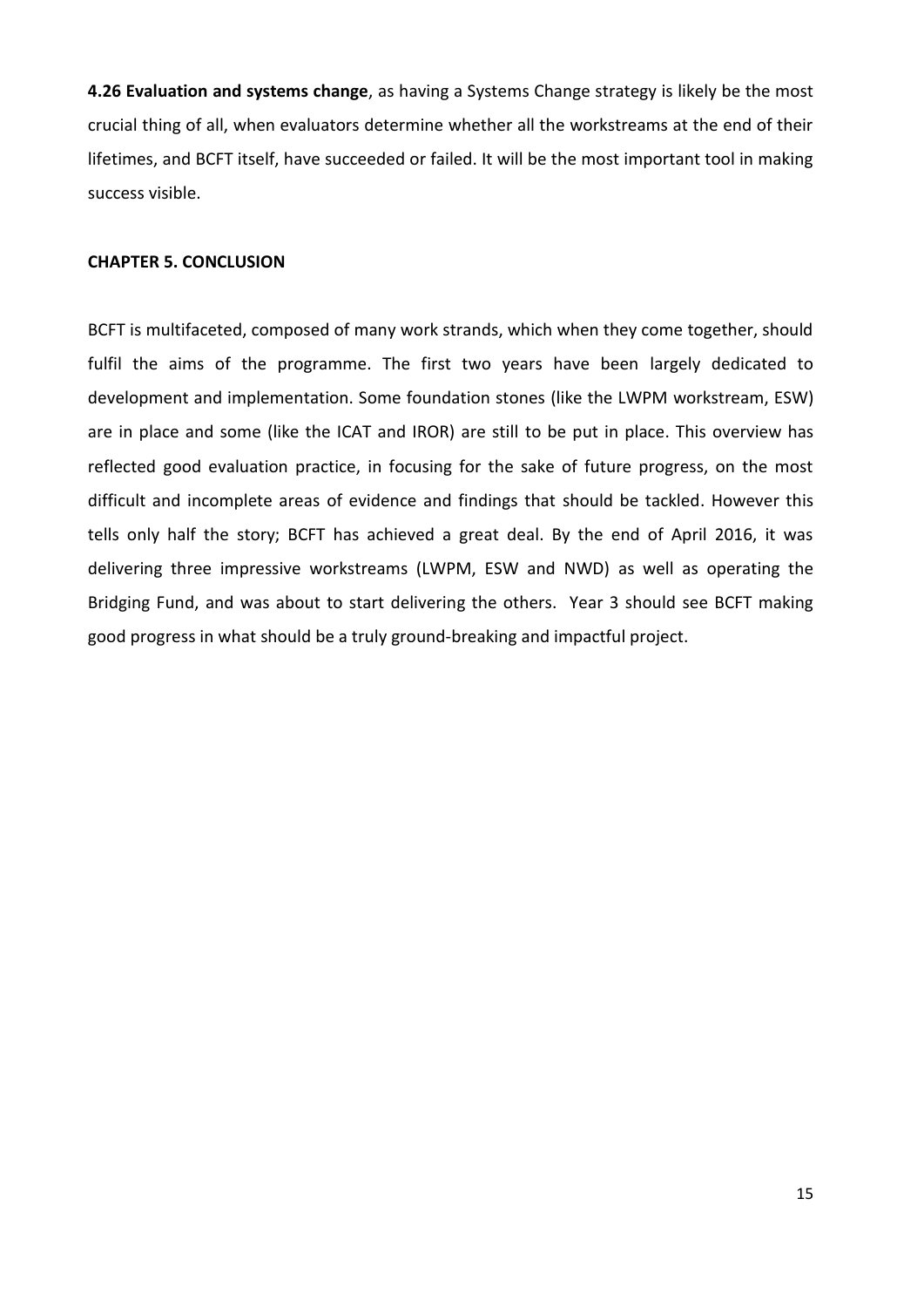**4.26 Evaluation and systems change**, as having a Systems Change strategy is likely be the most crucial thing of all, when evaluators determine whether all the workstreams at the end of their lifetimes, and BCFT itself, have succeeded or failed. It will be the most important tool in making success visible.

## CHAPTER 5. CONCLUSION

BCFT is multifaceted, composed of many work strands, which when they come together, should fulfil the aims of the programme. The first two years have been largely dedicated to development and implementation. Some foundation stones (like the LWPM workstream, ESW) are in place and some (like the ICAT and IROR) are still to be put in place. This overview has reflected good evaluation practice, in focusing for the sake of future progress, on the most difficult and incomplete areas of evidence and findings that should be tackled. However this tells only half the story; BCFT has achieved a great deal. By the end of April 2016, it was delivering three impressive workstreams (LWPM, ESW and NWD) as well as operating the Bridging Fund, and was about to start delivering the others. Year 3 should see BCFT making good progress in what should be a truly ground-breaking and impactful project.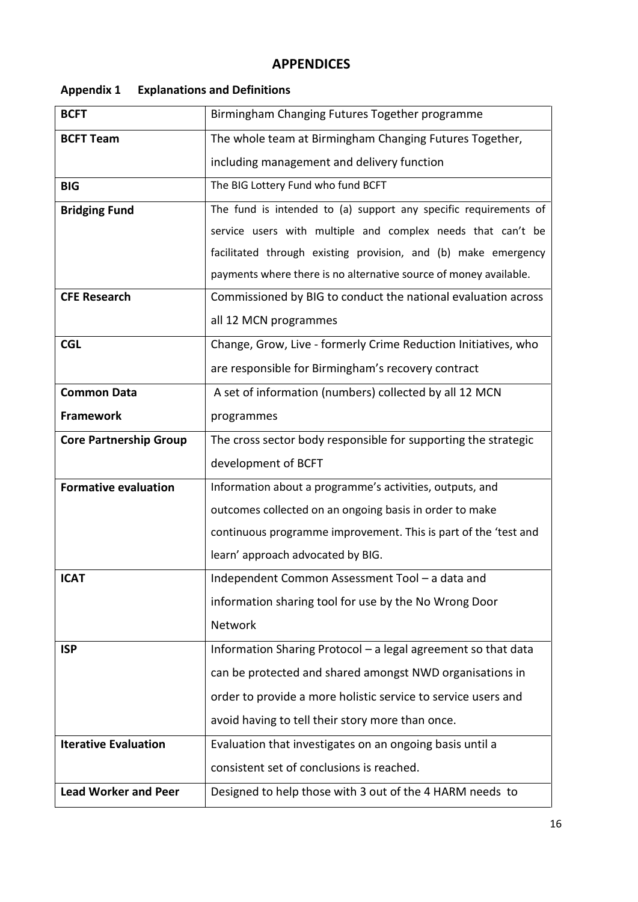# APPENDICES

## Appendix 1 Explanations and Definitions

| | |
|---|---|
| **BCFT** | Birmingham Changing Futures Together programme |
| **BCFT Team** | The whole team at Birmingham Changing Futures Together, including management and delivery function |
| **BIG** | The BIG Lottery Fund who fund BCFT |
| **Bridging Fund** | The fund is intended to (a) support any specific requirements of service users with multiple and complex needs that can't be facilitated through existing provision, and (b) make emergency payments where there is no alternative source of money available. |
| **CFE Research** | Commissioned by BIG to conduct the national evaluation across all 12 MCN programmes |
| **CGL** | Change, Grow, Live - formerly Crime Reduction Initiatives, who are responsible for Birmingham's recovery contract |
| **Common Data Framework** | A set of information (numbers) collected by all 12 MCN programmes |
| **Core Partnership Group** | The cross sector body responsible for supporting the strategic development of BCFT |
| **Formative evaluation** | Information about a programme's activities, outputs, and outcomes collected on an ongoing basis in order to make continuous programme improvement. This is part of the 'test and learn' approach advocated by BIG. |
| **ICAT** | Independent Common Assessment Tool – a data and information sharing tool for use by the No Wrong Door Network |
| **ISP** | Information Sharing Protocol – a legal agreement so that data can be protected and shared amongst NWD organisations in order to provide a more holistic service to service users and avoid having to tell their story more than once. |
| **Iterative Evaluation** | Evaluation that investigates on an ongoing basis until a consistent set of conclusions is reached. |
| **Lead Worker and Peer** | Designed to help those with 3 out of the 4 HARM needs to |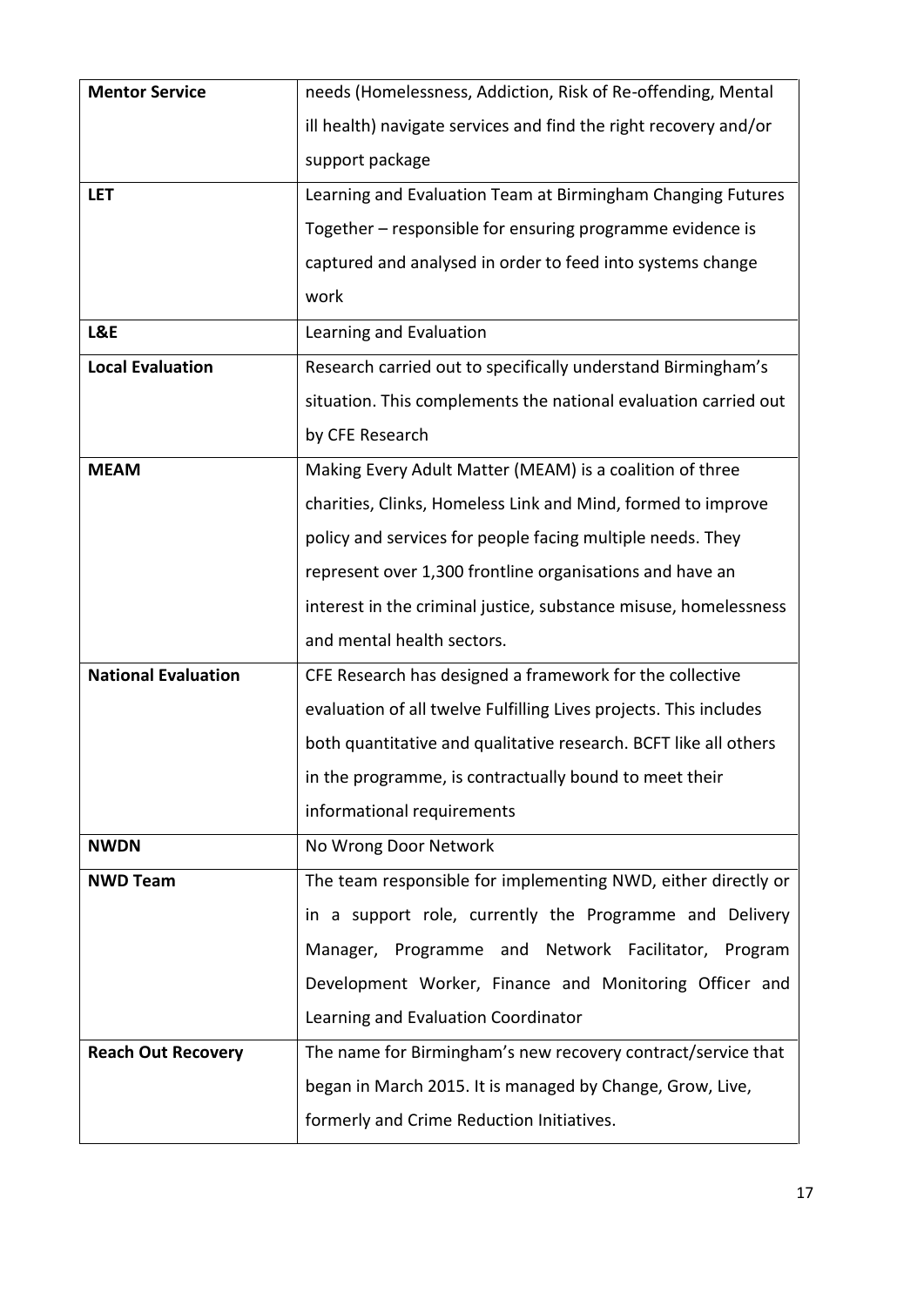| | |
|---|---|
| **Mentor Service** | needs (Homelessness, Addiction, Risk of Re-offending, Mental ill health) navigate services and find the right recovery and/or support package |
| **LET** | Learning and Evaluation Team at Birmingham Changing Futures Together – responsible for ensuring programme evidence is captured and analysed in order to feed into systems change work |
| **L&E** | Learning and Evaluation |
| **Local Evaluation** | Research carried out to specifically understand Birmingham's situation. This complements the national evaluation carried out by CFE Research |
| **MEAM** | Making Every Adult Matter (MEAM) is a coalition of three charities, Clinks, Homeless Link and Mind, formed to improve policy and services for people facing multiple needs. They represent over 1,300 frontline organisations and have an interest in the criminal justice, substance misuse, homelessness and mental health sectors. |
| **National Evaluation** | CFE Research has designed a framework for the collective evaluation of all twelve Fulfilling Lives projects. This includes both quantitative and qualitative research. BCFT like all others in the programme, is contractually bound to meet their informational requirements |
| **NWDN** | No Wrong Door Network |
| **NWD Team** | The team responsible for implementing NWD, either directly or in a support role, currently the Programme and Delivery Manager, Programme and Network Facilitator, Program Development Worker, Finance and Monitoring Officer and Learning and Evaluation Coordinator |
| **Reach Out Recovery** | The name for Birmingham's new recovery contract/service that began in March 2015. It is managed by Change, Grow, Live, formerly and Crime Reduction Initiatives. |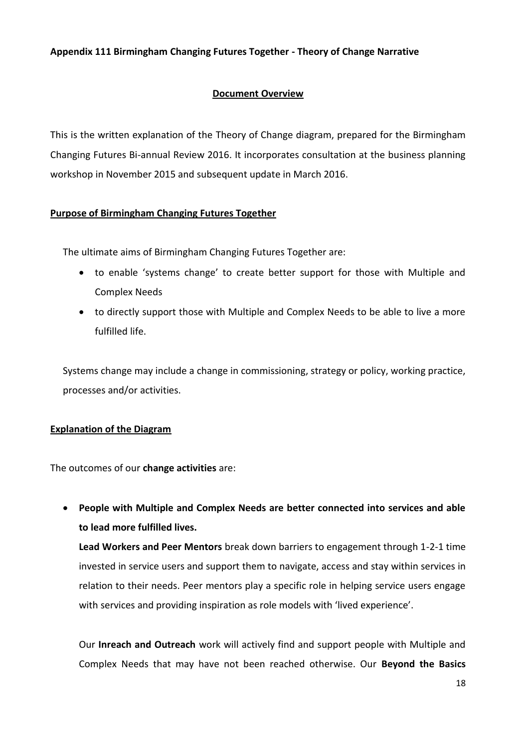**Appendix 111 Birmingham Changing Futures Together - Theory of Change Narrative**

## Document Overview

This is the written explanation of the Theory of Change diagram, prepared for the Birmingham Changing Futures Bi-annual Review 2016. It incorporates consultation at the business planning workshop in November 2015 and subsequent update in March 2016.

## Purpose of Birmingham Changing Futures Together

The ultimate aims of Birmingham Changing Futures Together are:

- to enable 'systems change' to create better support for those with Multiple and Complex Needs
- to directly support those with Multiple and Complex Needs to be able to live a more fulfilled life.

Systems change may include a change in commissioning, strategy or policy, working practice, processes and/or activities.

## Explanation of the Diagram

The outcomes of our **change activities** are:

- **People with Multiple and Complex Needs are better connected into services and able to lead more fulfilled lives.**

  **Lead Workers and Peer Mentors** break down barriers to engagement through 1-2-1 time invested in service users and support them to navigate, access and stay within services in relation to their needs. Peer mentors play a specific role in helping service users engage with services and providing inspiration as role models with 'lived experience'.

  Our **Inreach and Outreach** work will actively find and support people with Multiple and Complex Needs that may have not been reached otherwise. Our **Beyond the Basics**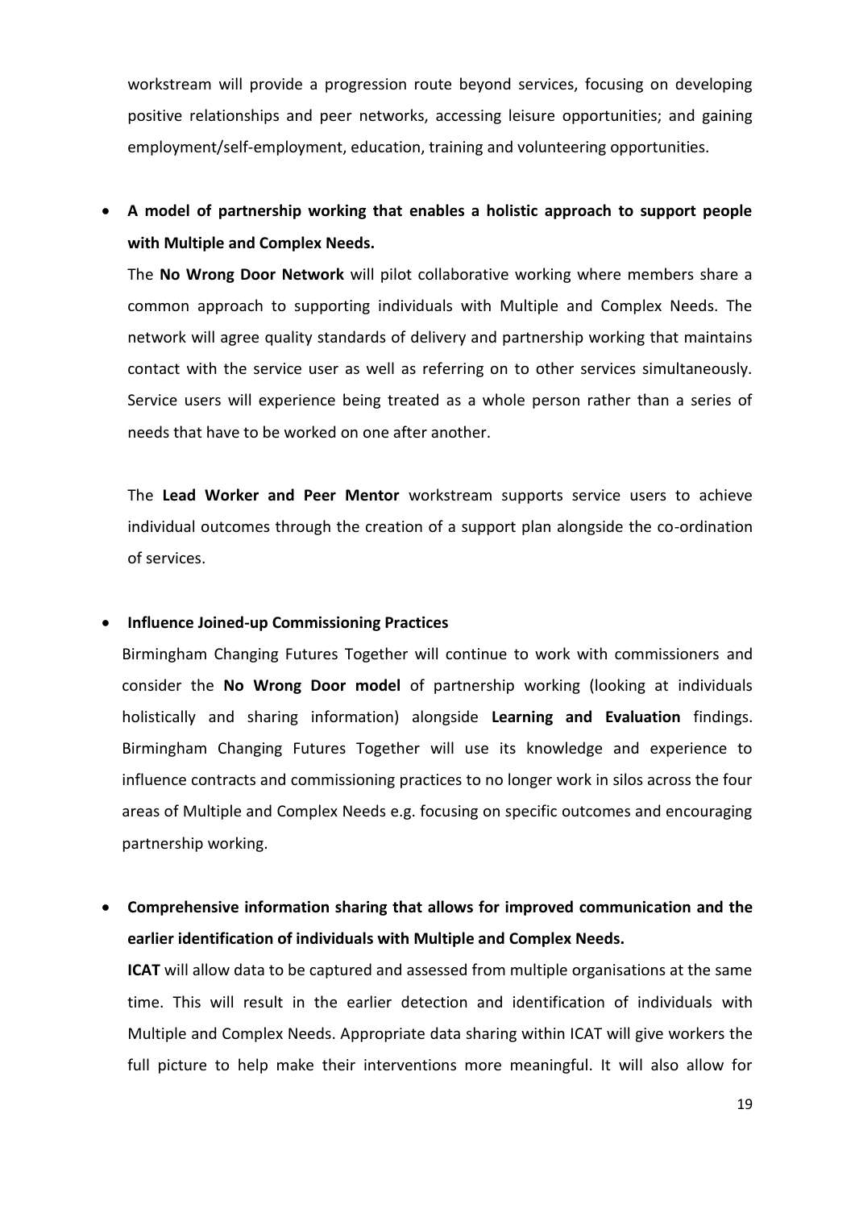workstream will provide a progression route beyond services, focusing on developing positive relationships and peer networks, accessing leisure opportunities; and gaining employment/self-employment, education, training and volunteering opportunities.

- **A model of partnership working that enables a holistic approach to support people with Multiple and Complex Needs.**

  The **No Wrong Door Network** will pilot collaborative working where members share a common approach to supporting individuals with Multiple and Complex Needs. The network will agree quality standards of delivery and partnership working that maintains contact with the service user as well as referring on to other services simultaneously. Service users will experience being treated as a whole person rather than a series of needs that have to be worked on one after another.

  The **Lead Worker and Peer Mentor** workstream supports service users to achieve individual outcomes through the creation of a support plan alongside the co-ordination of services.

- **Influence Joined-up Commissioning Practices**

  Birmingham Changing Futures Together will continue to work with commissioners and consider the **No Wrong Door model** of partnership working (looking at individuals holistically and sharing information) alongside **Learning and Evaluation** findings. Birmingham Changing Futures Together will use its knowledge and experience to influence contracts and commissioning practices to no longer work in silos across the four areas of Multiple and Complex Needs e.g. focusing on specific outcomes and encouraging partnership working.

- **Comprehensive information sharing that allows for improved communication and the earlier identification of individuals with Multiple and Complex Needs.**

  **ICAT** will allow data to be captured and assessed from multiple organisations at the same time. This will result in the earlier detection and identification of individuals with Multiple and Complex Needs. Appropriate data sharing within ICAT will give workers the full picture to help make their interventions more meaningful. It will also allow for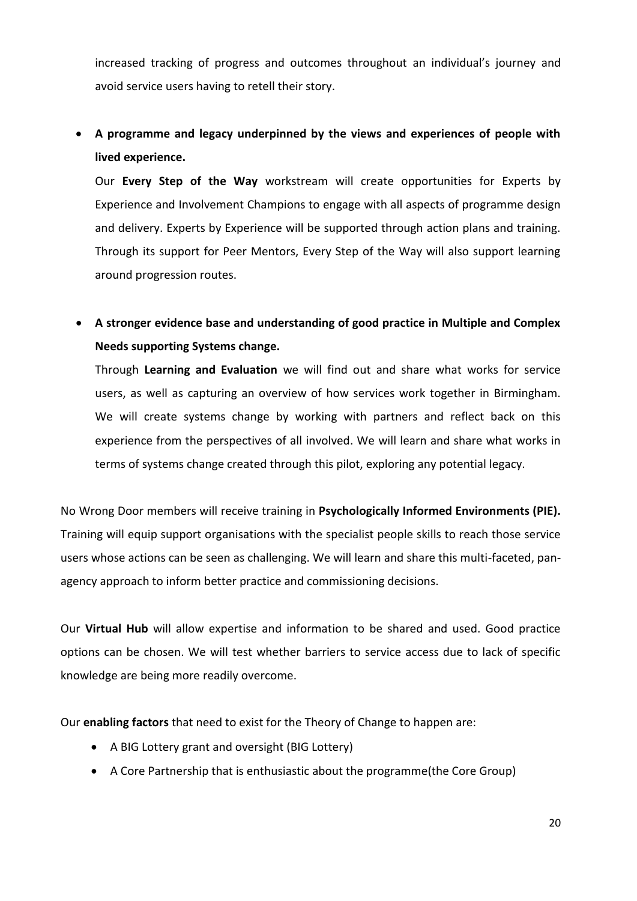increased tracking of progress and outcomes throughout an individual's journey and avoid service users having to retell their story.

- **A programme and legacy underpinned by the views and experiences of people with lived experience.**

  Our **Every Step of the Way** workstream will create opportunities for Experts by Experience and Involvement Champions to engage with all aspects of programme design and delivery. Experts by Experience will be supported through action plans and training. Through its support for Peer Mentors, Every Step of the Way will also support learning around progression routes.

- **A stronger evidence base and understanding of good practice in Multiple and Complex Needs supporting Systems change.**

  Through **Learning and Evaluation** we will find out and share what works for service users, as well as capturing an overview of how services work together in Birmingham. We will create systems change by working with partners and reflect back on this experience from the perspectives of all involved. We will learn and share what works in terms of systems change created through this pilot, exploring any potential legacy.

No Wrong Door members will receive training in **Psychologically Informed Environments (PIE).** Training will equip support organisations with the specialist people skills to reach those service users whose actions can be seen as challenging. We will learn and share this multi-faceted, pan-agency approach to inform better practice and commissioning decisions.

Our **Virtual Hub** will allow expertise and information to be shared and used. Good practice options can be chosen. We will test whether barriers to service access due to lack of specific knowledge are being more readily overcome.

Our **enabling factors** that need to exist for the Theory of Change to happen are:

- A BIG Lottery grant and oversight (BIG Lottery)
- A Core Partnership that is enthusiastic about the programme(the Core Group)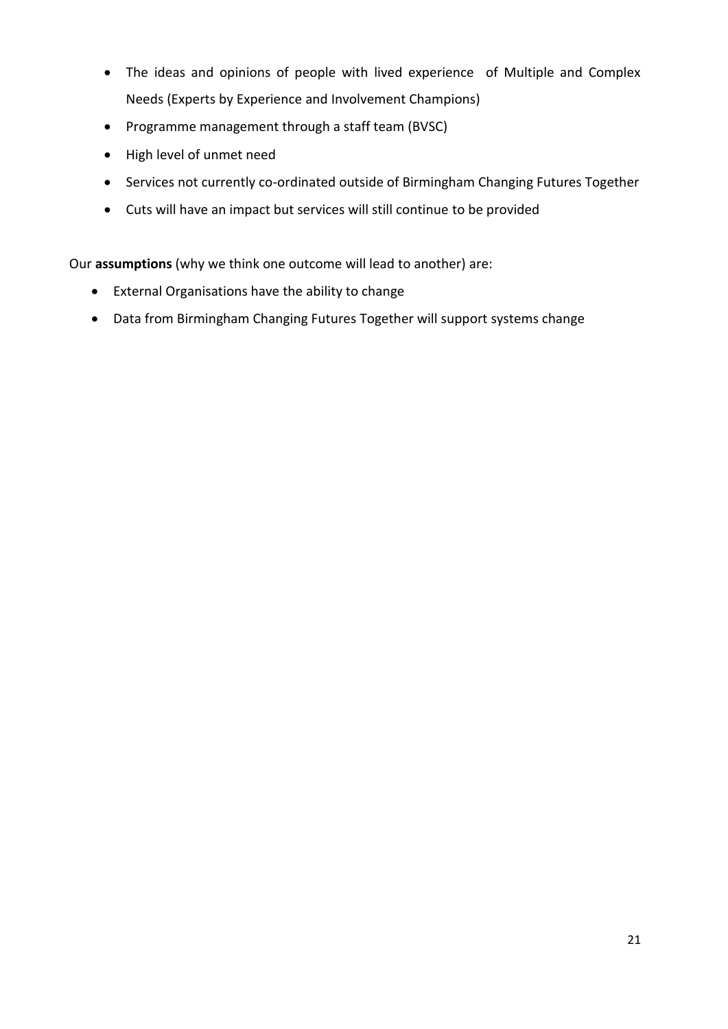- The ideas and opinions of people with lived experience of Multiple and Complex Needs (Experts by Experience and Involvement Champions)
- Programme management through a staff team (BVSC)
- High level of unmet need
- Services not currently co-ordinated outside of Birmingham Changing Futures Together
- Cuts will have an impact but services will still continue to be provided

Our **assumptions** (why we think one outcome will lead to another) are:

- External Organisations have the ability to change
- Data from Birmingham Changing Futures Together will support systems change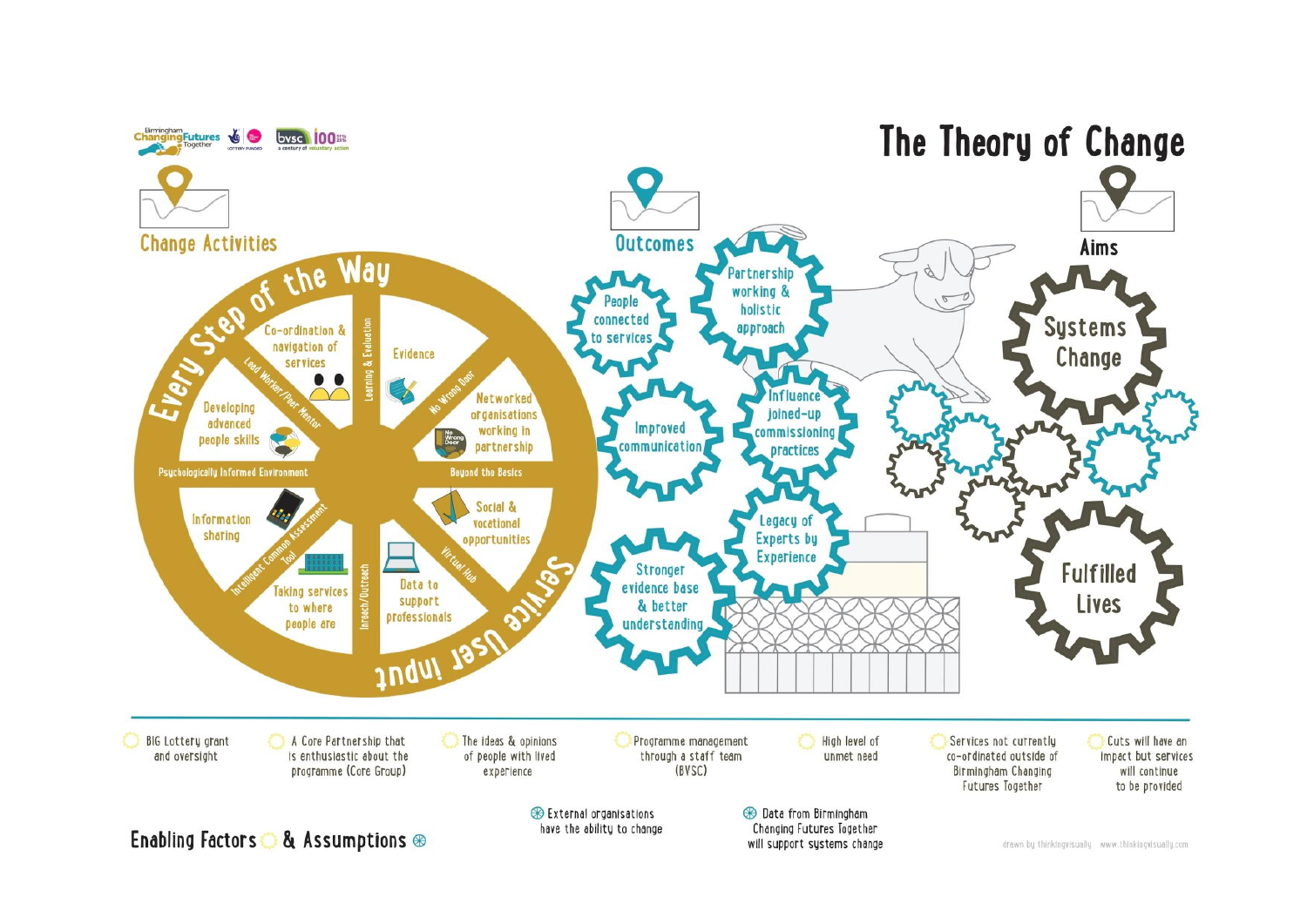# The Theory of Change

## Change Activities

Every Step of the Way

Co-ordination & navigation of services

Evidence

Networked organisations working in partnership

Social & vocational opportunities

Data to support professionals

Taking services to where people are

Information sharing

Developing advanced people skills

Learning & Evaluation

No Wrong Door

Beyond the Basics

Virtual Hub

Inreach/Outreach

Intelligent Common Assessment Tool

Psychologically Informed Environment

Lead Worker/Peer Mentor

Service User Input

## Outcomes

People connected to services

Partnership working & holistic approach

Improved communication

Influence joined-up commissioning practices

Legacy of Experts by Experience

Stronger evidence base & better understanding

## Aims

Systems Change

Fulfilled Lives

## Enabling Factors & Assumptions

**Enabling Factors:**

- BIG Lottery grant and oversight
- A Core Partnership that is enthusiastic about the programme (Core Group)
- The ideas & opinions of people with lived experience
- Programme management through a staff team (BVSC)
- High level of unmet need
- Services not currently co-ordinated outside of Birmingham Changing Futures Together
- Cuts will have an impact but services will continue to be provided

**Assumptions:**

- External organisations have the ability to change
- Data from Birmingham Changing Futures Together will support systems change

drawn by thinkingvisually www.thinkingvisually.com